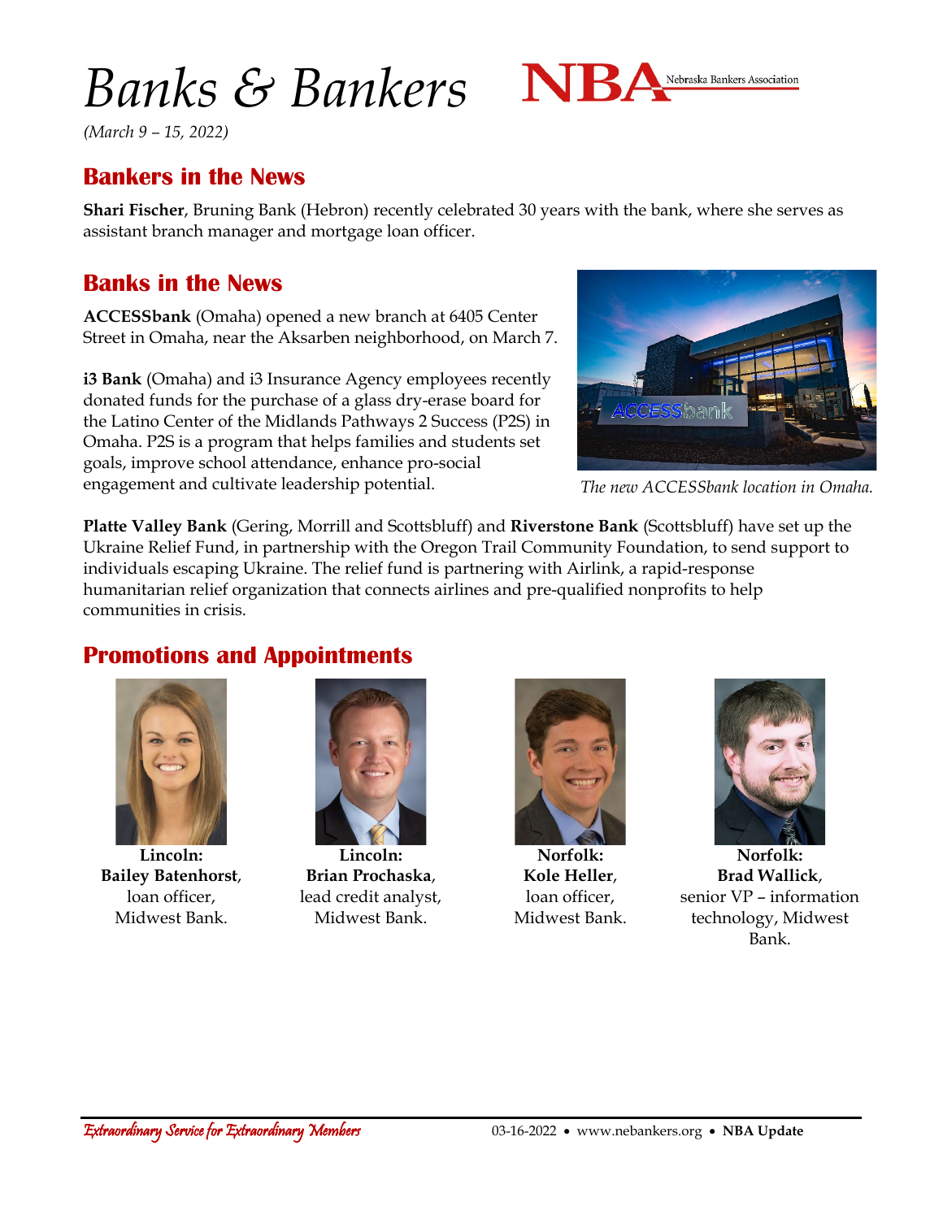# Banks & Bankers

*(March 9 – 15, 2022)*

## Bankers in the News

**Shari Fischer**, Bruning Bank (Hebron) recently celebrated 30 years with the bank, where she serves as assistant branch manager and mortgage loan officer.

## Banks in the News

**ACCESSbank** (Omaha) opened a new branch at 6405 Center Street in Omaha, near the Aksarben neighborhood, on March 7.

*The new ACCESSbank location in Omaha.*

**i3 Bank** (Omaha) and i3 Insurance Agency employees recently donated funds for the purchase of a glass dry-erase board for the Latino Center of the Midlands Pathways 2 Success (P2S) in Omaha. P2S is a program that helps families and students set goals, improve school attendance, enhance pro-social engagement and cultivate leadership potential.

**Platte Valley Bank** (Gering, Morrill and Scottsbluff) and **Riverstone Bank** (Scottsbluff) have set up the Ukraine Relief Fund, in partnership with the Oregon Trail Community Foundation, to send support to individuals escaping Ukraine. The relief fund is partnering with Airlink, a rapid-response humanitarian relief organization that connects airlines and pre-qualified nonprofits to help communities in crisis.

## Promotions and Appointments

**Lincoln:**
**Bailey Batenhorst**, loan officer, Midwest Bank.

**Lincoln:**
**Brian Prochaska**, lead credit analyst, Midwest Bank.

**Norfolk:**
**Kole Heller**, loan officer, Midwest Bank.

**Norfolk:**
**Brad Wallick**, senior VP – information technology, Midwest Bank.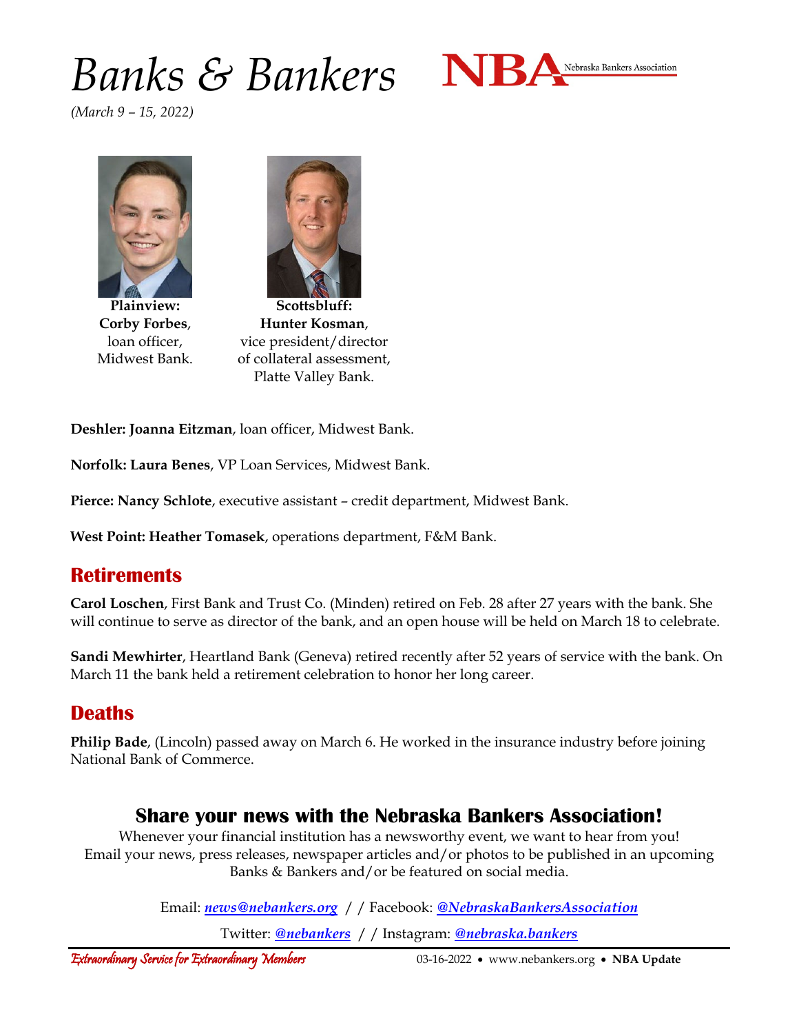# Banks & Bankers

*(March 9 – 15, 2022)*

**Plainview: Corby Forbes**, loan officer, Midwest Bank.

**Scottsbluff: Hunter Kosman**, vice president/director of collateral assessment, Platte Valley Bank.

**Deshler: Joanna Eitzman**, loan officer, Midwest Bank.

**Norfolk: Laura Benes**, VP Loan Services, Midwest Bank.

**Pierce: Nancy Schlote**, executive assistant – credit department, Midwest Bank.

**West Point: Heather Tomasek**, operations department, F&M Bank.

## Retirements

**Carol Loschen**, First Bank and Trust Co. (Minden) retired on Feb. 28 after 27 years with the bank. She will continue to serve as director of the bank, and an open house will be held on March 18 to celebrate.

**Sandi Mewhirter**, Heartland Bank (Geneva) retired recently after 52 years of service with the bank. On March 11 the bank held a retirement celebration to honor her long career.

## Deaths

**Philip Bade**, (Lincoln) passed away on March 6. He worked in the insurance industry before joining National Bank of Commerce.

## Share your news with the Nebraska Bankers Association!

Whenever your financial institution has a newsworthy event, we want to hear from you! Email your news, press releases, newspaper articles and/or photos to be published in an upcoming Banks & Bankers and/or be featured on social media.

Email: ***news@nebankers.org*** / / Facebook: ***@NebraskaBankersAssociation***

Twitter: ***@nebankers*** / / Instagram: ***@nebraska.bankers***